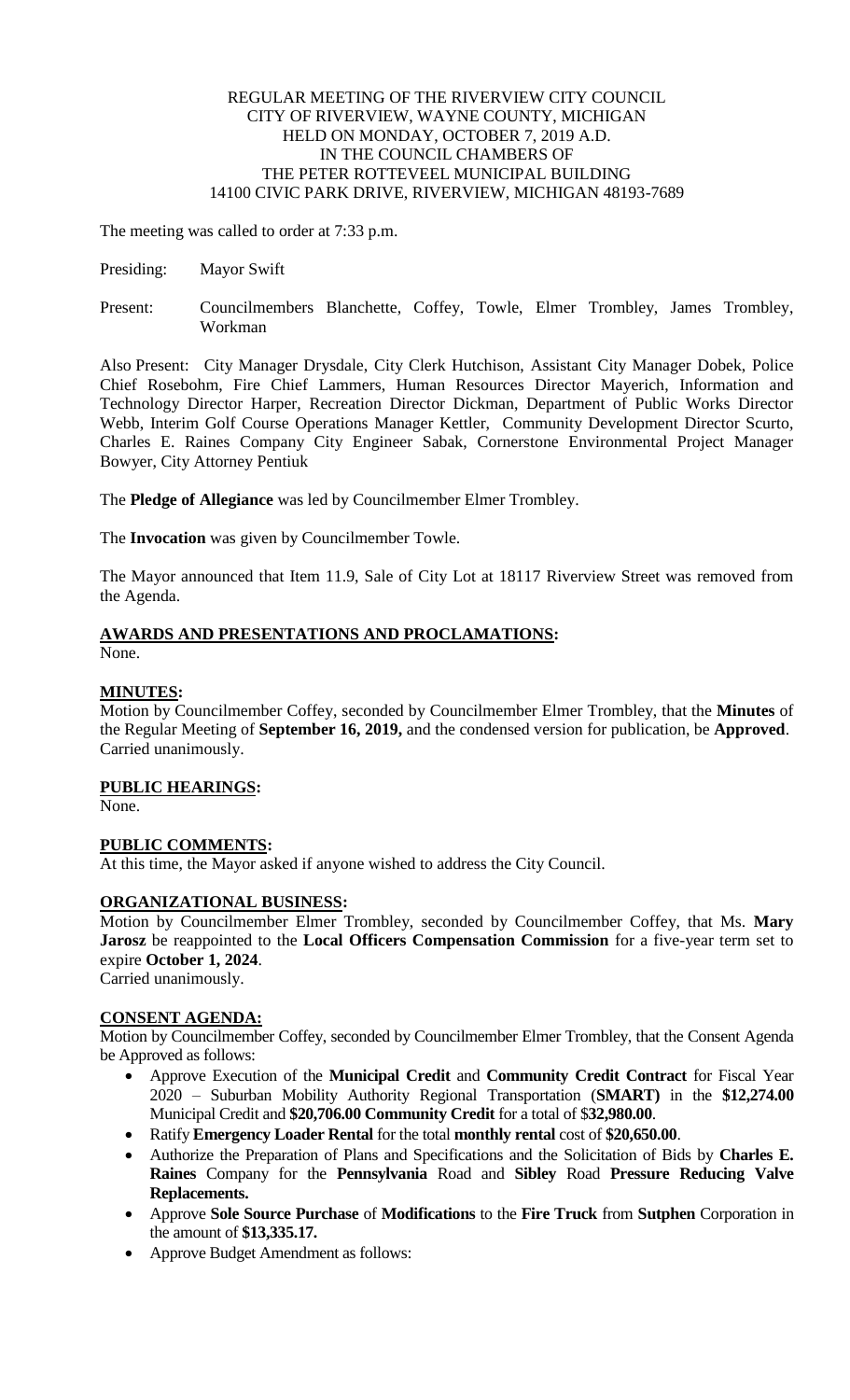REGULAR MEETING OF THE RIVERVIEW CITY COUNCIL
CITY OF RIVERVIEW, WAYNE COUNTY, MICHIGAN
HELD ON MONDAY, OCTOBER 7, 2019 A.D.
IN THE COUNCIL CHAMBERS OF
THE PETER ROTTEVEEL MUNICIPAL BUILDING
14100 CIVIC PARK DRIVE, RIVERVIEW, MICHIGAN 48193-7689

The meeting was called to order at 7:33 p.m.

Presiding: Mayor Swift

Present: Councilmembers Blanchette, Coffey, Towle, Elmer Trombley, James Trombley, Workman

Also Present: City Manager Drysdale, City Clerk Hutchison, Assistant City Manager Dobek, Police Chief Rosebohm, Fire Chief Lammers, Human Resources Director Mayerich, Information and Technology Director Harper, Recreation Director Dickman, Department of Public Works Director Webb, Interim Golf Course Operations Manager Kettler, Community Development Director Scurto, Charles E. Raines Company City Engineer Sabak, Cornerstone Environmental Project Manager Bowyer, City Attorney Pentiuk

The **Pledge of Allegiance** was led by Councilmember Elmer Trombley.

The **Invocation** was given by Councilmember Towle.

The Mayor announced that Item 11.9, Sale of City Lot at 18117 Riverview Street was removed from the Agenda.

**AWARDS AND PRESENTATIONS AND PROCLAMATIONS:**
None.

**MINUTES:**
Motion by Councilmember Coffey, seconded by Councilmember Elmer Trombley, that the **Minutes** of the Regular Meeting of **September 16, 2019,** and the condensed version for publication, be **Approved**. Carried unanimously.

**PUBLIC HEARINGS:**
None.

**PUBLIC COMMENTS:**
At this time, the Mayor asked if anyone wished to address the City Council.

**ORGANIZATIONAL BUSINESS:**
Motion by Councilmember Elmer Trombley, seconded by Councilmember Coffey, that Ms. **Mary Jarosz** be reappointed to the **Local Officers Compensation Commission** for a five-year term set to expire **October 1, 2024**.
Carried unanimously.

**CONSENT AGENDA:**
Motion by Councilmember Coffey, seconded by Councilmember Elmer Trombley, that the Consent Agenda be Approved as follows:

- Approve Execution of the **Municipal Credit** and **Community Credit Contract** for Fiscal Year 2020 – Suburban Mobility Authority Regional Transportation (**SMART)** in the **$12,274.00** Municipal Credit and **$20,706.00 Community Credit** for a total of $**32,980.00**.
- Ratify **Emergency Loader Rental** for the total **monthly rental** cost of **$20,650.00**.
- Authorize the Preparation of Plans and Specifications and the Solicitation of Bids by **Charles E. Raines** Company for the **Pennsylvania** Road and **Sibley** Road **Pressure Reducing Valve Replacements.**
- Approve **Sole Source Purchase** of **Modifications** to the **Fire Truck** from **Sutphen** Corporation in the amount of **$13,335.17.**
- Approve Budget Amendment as follows: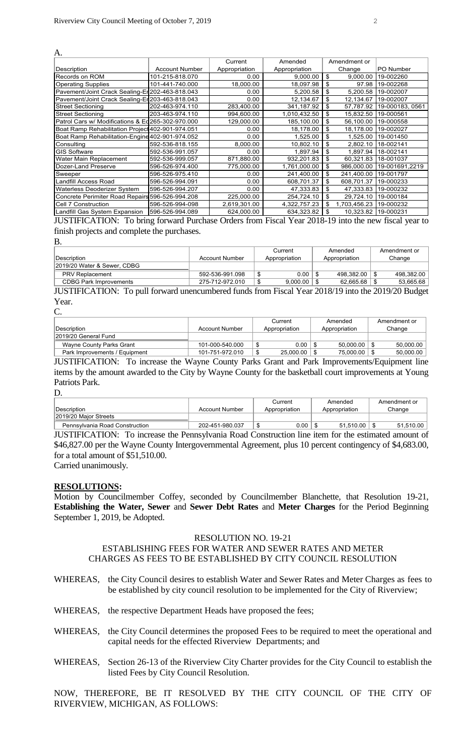A.

| Description | Account Number | Current Appropriation | Amended Appropriation | Amendment or Change | PO Number |
|---|---|---|---|---|---|
| Records on ROM | 101-215-818.070 | 0.00 | 9,000.00 | $ 9,000.00 | 19-002260 |
| Operating Supplies | 101-441-740.000 | 18,000.00 | 18,097.98 | $ 97.98 | 19-002268 |
| Pavement/Joint Crack Sealing-Er | 202-463-818.043 | 0.00 | 5,200.58 | $ 5,200.58 | 19-002007 |
| Pavement/Joint Crack Sealing-Er | 203-463-818.043 | 0.00 | 12,134.67 | $ 12,134.67 | 19-002007 |
| Street Sectioning | 202-463-974.110 | 283,400.00 | 341,187.92 | $ 57,787.92 | 19-000183, 0561 |
| Street Sectioning | 203-463-974.110 | 994,600.00 | 1,010,432.50 | $ 15,832.50 | 19-000561 |
| Patrol Cars w/ Modifications & Eq | 265-302-970.000 | 129,000.00 | 185,100.00 | $ 56,100.00 | 19-000558 |
| Boat Ramp Rehabilitation Project | 402-901-974.051 | 0.00 | 18,178.00 | $ 18,178.00 | 19-002027 |
| Boat Ramp Rehabilitation-Engine | 402-901-974.052 | 0.00 | 1,525.00 | $ 1,525.00 | 19-001450 |
| Consulting | 592-536-818.155 | 8,000.00 | 10,802.10 | $ 2,802.10 | 18-002141 |
| GIS Software | 592-536-991.057 | 0.00 | 1,897.94 | $ 1,897.94 | 18-002141 |
| Water Main Replacement | 592-536-999.057 | 871,880.00 | 932,201.83 | $ 60,321.83 | 18-001037 |
| Dozer-Land Preserve | 596-526-974.400 | 775,000.00 | 1,761,000.00 | $ 986,000.00 | 19-001691,2219 |
| Sweeper | 596-526-975.410 | 0.00 | 241,400.00 | $ 241,400.00 | 19-001797 |
| Landfill Access Road | 596-526-994.091 | 0.00 | 608,701.37 | $ 608,701.37 | 19-000233 |
| Waterless Deoderizer System | 596-526-994.207 | 0.00 | 47,333.83 | $ 47,333.83 | 19-000232 |
| Concrete Perimiter Road Repairs | 596-526-994.208 | 225,000.00 | 254,724.10 | $ 29,724.10 | 19-000184 |
| Cell 7 Construction | 596-526-994-098 | 2,619,301.00 | 4,322,757.23 | $ 1,703,456.23 | 19-000232 |
| Landfill Gas System Expansion | 596-526-994.089 | 624,000.00 | 634,323.82 | $ 10,323.82 | 19-000231 |

JUSTIFICATION: To bring forward Purchase Orders from Fiscal Year 2018-19 into the new fiscal year to finish projects and complete the purchases.

B.

| Description | Account Number | Current Appropriation | Amended Appropriation | Amendment or Change |
|---|---|---|---|---|
| 2019/20 Water & Sewer, CDBG | | | | |
| PRV Replacement | 592-536-991.098 | $ 0.00 | $ 498,382.00 | $ 498,382.00 |
| CDBG Park Improvements | 275-712-972.010 | $ 9,000.00 | $ 62,665.68 | $ 53,665.68 |

JUSTIFICATION: To pull forward unencumbered funds from Fiscal Year 2018/19 into the 2019/20 Budget Year.

C.

| Description | Account Number | Current Appropriation | Amended Appropriation | Amendment or Change |
|---|---|---|---|---|
| 2019/20 General Fund | | | | |
| Wayne County Parks Grant | 101-000-540.000 | $ 0.00 | $ 50,000.00 | $ 50,000.00 |
| Park Improvements / Equipment | 101-751-972.010 | $ 25,000.00 | $ 75,000.00 | $ 50,000.00 |

JUSTIFICATION: To increase the Wayne County Parks Grant and Park Improvements/Equipment line items by the amount awarded to the City by Wayne County for the basketball court improvements at Young Patriots Park.

D.

| Description | Account Number | Current Appropriation | Amended Appropriation | Amendment or Change |
|---|---|---|---|---|
| 2019/20 Major Streets | | | | |
| Pennsylvania Road Construction | 202-451-980.037 | $ 0.00 | $ 51,510.00 | $ 51,510.00 |

JUSTIFICATION: To increase the Pennsylvania Road Construction line item for the estimated amount of $46,827.00 per the Wayne County Intergovernmental Agreement, plus 10 percent contingency of $4,683.00, for a total amount of $51,510.00.

Carried unanimously.

## RESOLUTIONS:

Motion by Councilmember Coffey, seconded by Councilmember Blanchette, that Resolution 19-21, **Establishing the Water, Sewer** and **Sewer Debt Rates** and **Meter Charges** for the Period Beginning September 1, 2019, be Adopted.

RESOLUTION NO. 19-21

ESTABLISHING FEES FOR WATER AND SEWER RATES AND METER CHARGES AS FEES TO BE ESTABLISHED BY CITY COUNCIL RESOLUTION

WHEREAS, the City Council desires to establish Water and Sewer Rates and Meter Charges as fees to be established by city council resolution to be implemented for the City of Riverview;

WHEREAS, the respective Department Heads have proposed the fees;

WHEREAS, the City Council determines the proposed Fees to be required to meet the operational and capital needs for the effected Riverview Departments; and

WHEREAS, Section 26-13 of the Riverview City Charter provides for the City Council to establish the listed Fees by City Council Resolution.

NOW, THEREFORE, BE IT RESOLVED BY THE CITY COUNCIL OF THE CITY OF RIVERVIEW, MICHIGAN, AS FOLLOWS: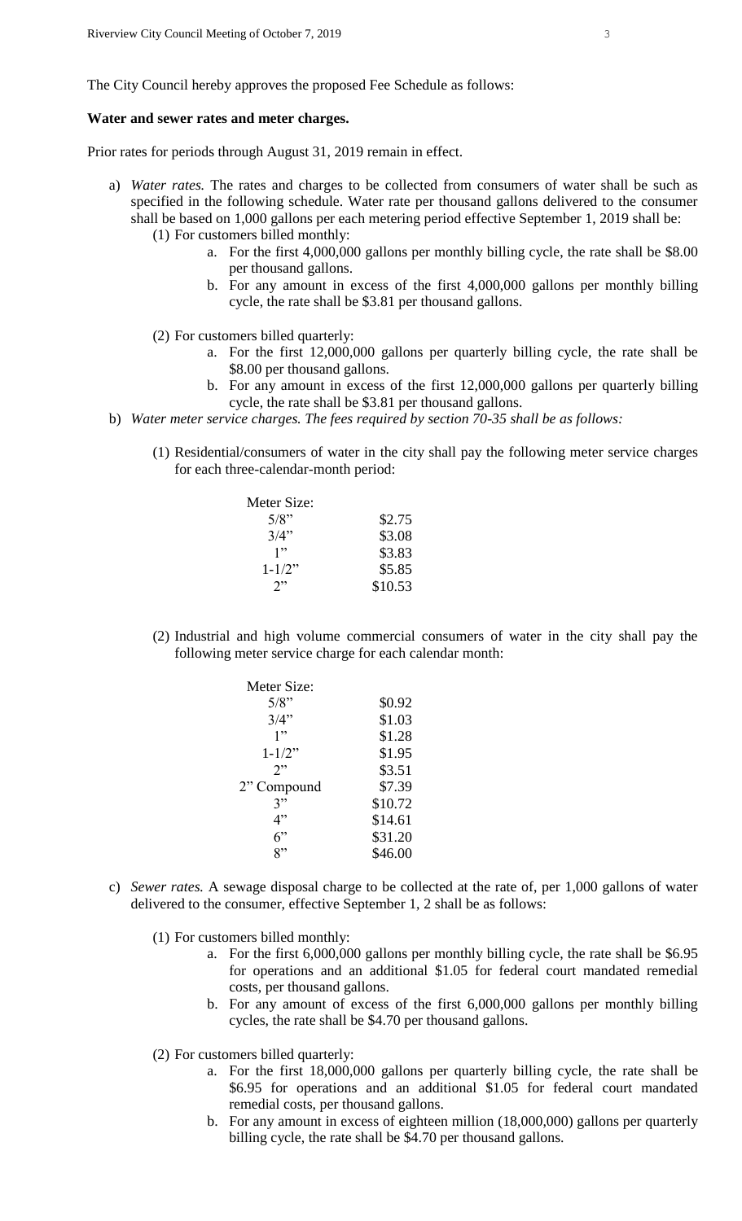The City Council hereby approves the proposed Fee Schedule as follows:

**Water and sewer rates and meter charges.**

Prior rates for periods through August 31, 2019 remain in effect.

a) *Water rates.* The rates and charges to be collected from consumers of water shall be such as specified in the following schedule. Water rate per thousand gallons delivered to the consumer shall be based on 1,000 gallons per each metering period effective September 1, 2019 shall be:

   (1) For customers billed monthly:

      a. For the first 4,000,000 gallons per monthly billing cycle, the rate shall be $8.00 per thousand gallons.

      b. For any amount in excess of the first 4,000,000 gallons per monthly billing cycle, the rate shall be $3.81 per thousand gallons.

   (2) For customers billed quarterly:

      a. For the first 12,000,000 gallons per quarterly billing cycle, the rate shall be $8.00 per thousand gallons.

      b. For any amount in excess of the first 12,000,000 gallons per quarterly billing cycle, the rate shall be $3.81 per thousand gallons.

b) *Water meter service charges. The fees required by section 70-35 shall be as follows:*

   (1) Residential/consumers of water in the city shall pay the following meter service charges for each three-calendar-month period:

| Meter Size: | |
|---|---|
| 5/8” | $2.75 |
| 3/4” | $3.08 |
| 1” | $3.83 |
| 1-1/2” | $5.85 |
| 2” | $10.53 |

   (2) Industrial and high volume commercial consumers of water in the city shall pay the following meter service charge for each calendar month:

| Meter Size: | |
|---|---|
| 5/8” | $0.92 |
| 3/4” | $1.03 |
| 1” | $1.28 |
| 1-1/2” | $1.95 |
| 2” | $3.51 |
| 2” Compound | $7.39 |
| 3” | $10.72 |
| 4” | $14.61 |
| 6” | $31.20 |
| 8” | $46.00 |

c) *Sewer rates.* A sewage disposal charge to be collected at the rate of, per 1,000 gallons of water delivered to the consumer, effective September 1, 2 shall be as follows:

   (1) For customers billed monthly:

      a. For the first 6,000,000 gallons per monthly billing cycle, the rate shall be $6.95 for operations and an additional $1.05 for federal court mandated remedial costs, per thousand gallons.

      b. For any amount of excess of the first 6,000,000 gallons per monthly billing cycles, the rate shall be $4.70 per thousand gallons.

   (2) For customers billed quarterly:

      a. For the first 18,000,000 gallons per quarterly billing cycle, the rate shall be $6.95 for operations and an additional $1.05 for federal court mandated remedial costs, per thousand gallons.

      b. For any amount in excess of eighteen million (18,000,000) gallons per quarterly billing cycle, the rate shall be $4.70 per thousand gallons.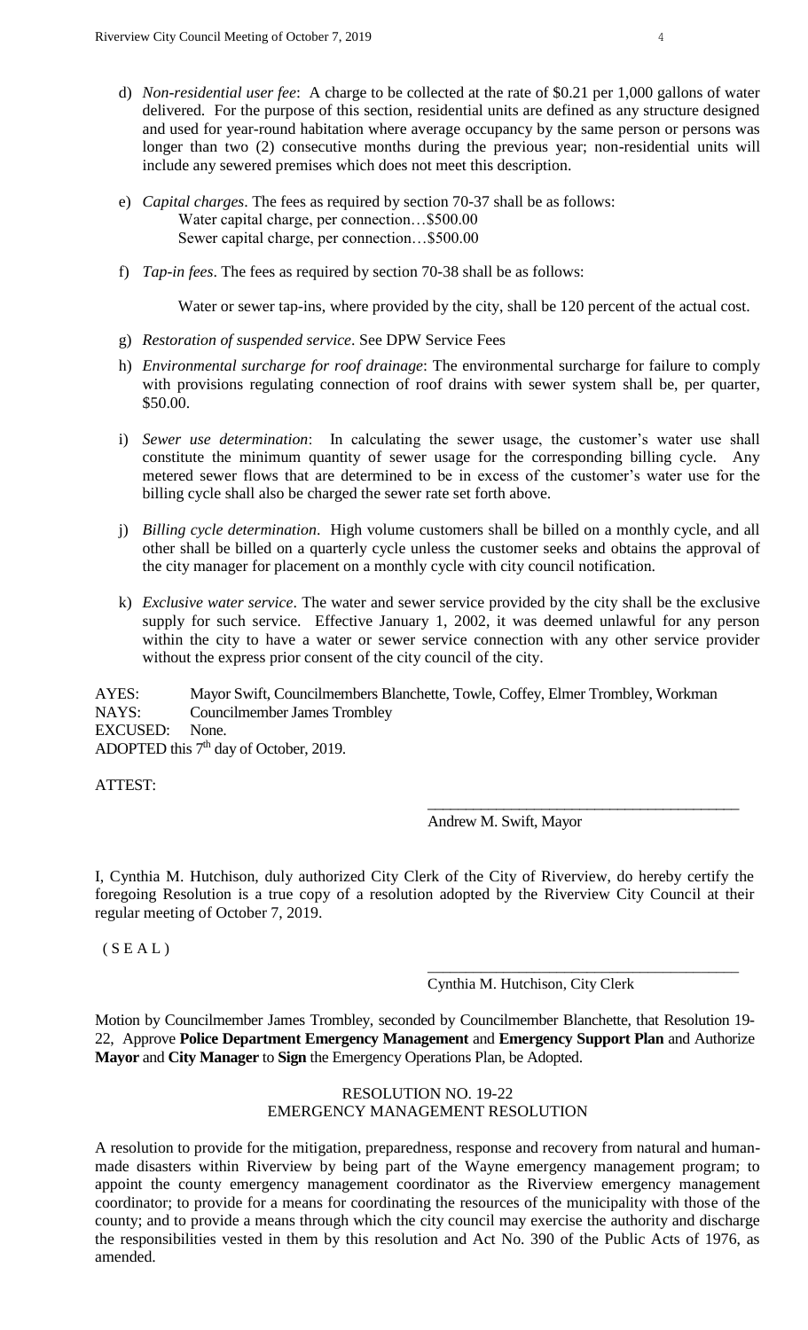d) *Non-residential user fee*: A charge to be collected at the rate of $0.21 per 1,000 gallons of water delivered. For the purpose of this section, residential units are defined as any structure designed and used for year-round habitation where average occupancy by the same person or persons was longer than two (2) consecutive months during the previous year; non-residential units will include any sewered premises which does not meet this description.

e) *Capital charges*. The fees as required by section 70-37 shall be as follows:
   Water capital charge, per connection…$500.00
   Sewer capital charge, per connection…$500.00

f) *Tap-in fees*. The fees as required by section 70-38 shall be as follows:

   Water or sewer tap-ins, where provided by the city, shall be 120 percent of the actual cost.

g) *Restoration of suspended service*. See DPW Service Fees

h) *Environmental surcharge for roof drainage*: The environmental surcharge for failure to comply with provisions regulating connection of roof drains with sewer system shall be, per quarter, $50.00.

i) *Sewer use determination*: In calculating the sewer usage, the customer's water use shall constitute the minimum quantity of sewer usage for the corresponding billing cycle. Any metered sewer flows that are determined to be in excess of the customer's water use for the billing cycle shall also be charged the sewer rate set forth above.

j) *Billing cycle determination*. High volume customers shall be billed on a monthly cycle, and all other shall be billed on a quarterly cycle unless the customer seeks and obtains the approval of the city manager for placement on a monthly cycle with city council notification.

k) *Exclusive water service*. The water and sewer service provided by the city shall be the exclusive supply for such service. Effective January 1, 2002, it was deemed unlawful for any person within the city to have a water or sewer service connection with any other service provider without the express prior consent of the city council of the city.

AYES: Mayor Swift, Councilmembers Blanchette, Towle, Coffey, Elmer Trombley, Workman
NAYS: Councilmember James Trombley
EXCUSED: None.
ADOPTED this 7th day of October, 2019.

ATTEST:

\_\_\_\_\_\_\_\_\_\_\_\_\_\_\_\_\_\_\_\_\_\_\_\_\_\_\_\_\_\_\_\_\_\_\_\_\_\_\_\_
Andrew M. Swift, Mayor

I, Cynthia M. Hutchison, duly authorized City Clerk of the City of Riverview, do hereby certify the foregoing Resolution is a true copy of a resolution adopted by the Riverview City Council at their regular meeting of October 7, 2019.

( S E A L )

\_\_\_\_\_\_\_\_\_\_\_\_\_\_\_\_\_\_\_\_\_\_\_\_\_\_\_\_\_\_\_\_\_\_\_\_\_\_\_\_
Cynthia M. Hutchison, City Clerk

Motion by Councilmember James Trombley, seconded by Councilmember Blanchette, that Resolution 19-22, Approve **Police Department Emergency Management** and **Emergency Support Plan** and Authorize **Mayor** and **City Manager** to **Sign** the Emergency Operations Plan, be Adopted.

RESOLUTION NO. 19-22
EMERGENCY MANAGEMENT RESOLUTION

A resolution to provide for the mitigation, preparedness, response and recovery from natural and human-made disasters within Riverview by being part of the Wayne emergency management program; to appoint the county emergency management coordinator as the Riverview emergency management coordinator; to provide for a means for coordinating the resources of the municipality with those of the county; and to provide a means through which the city council may exercise the authority and discharge the responsibilities vested in them by this resolution and Act No. 390 of the Public Acts of 1976, as amended.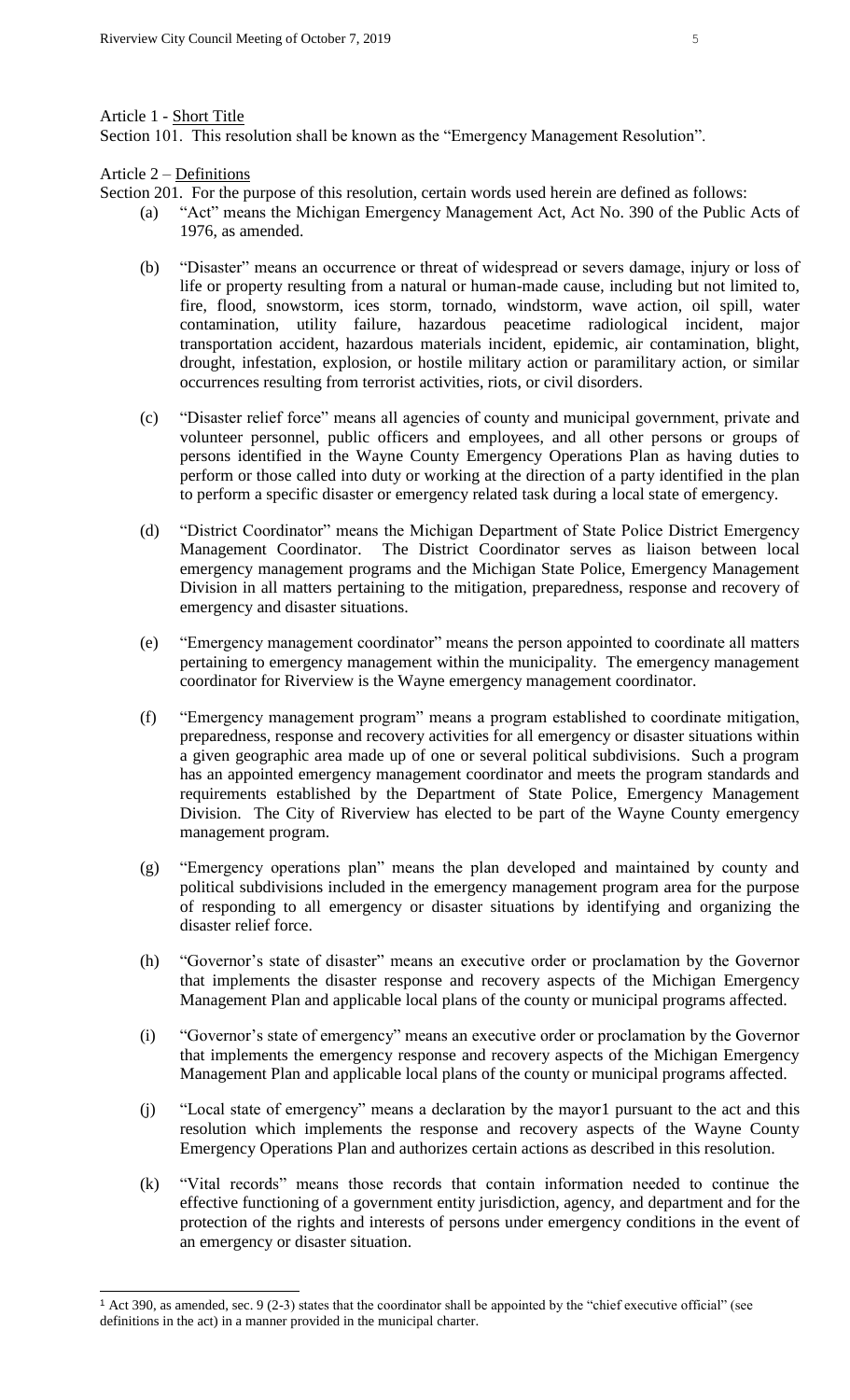Article 1 - Short Title

Section 101. This resolution shall be known as the "Emergency Management Resolution".

Article 2 – Definitions

Section 201. For the purpose of this resolution, certain words used herein are defined as follows:

(a) "Act" means the Michigan Emergency Management Act, Act No. 390 of the Public Acts of 1976, as amended.

(b) "Disaster" means an occurrence or threat of widespread or severs damage, injury or loss of life or property resulting from a natural or human-made cause, including but not limited to, fire, flood, snowstorm, ices storm, tornado, windstorm, wave action, oil spill, water contamination, utility failure, hazardous peacetime radiological incident, major transportation accident, hazardous materials incident, epidemic, air contamination, blight, drought, infestation, explosion, or hostile military action or paramilitary action, or similar occurrences resulting from terrorist activities, riots, or civil disorders.

(c) "Disaster relief force" means all agencies of county and municipal government, private and volunteer personnel, public officers and employees, and all other persons or groups of persons identified in the Wayne County Emergency Operations Plan as having duties to perform or those called into duty or working at the direction of a party identified in the plan to perform a specific disaster or emergency related task during a local state of emergency.

(d) "District Coordinator" means the Michigan Department of State Police District Emergency Management Coordinator. The District Coordinator serves as liaison between local emergency management programs and the Michigan State Police, Emergency Management Division in all matters pertaining to the mitigation, preparedness, response and recovery of emergency and disaster situations.

(e) "Emergency management coordinator" means the person appointed to coordinate all matters pertaining to emergency management within the municipality. The emergency management coordinator for Riverview is the Wayne emergency management coordinator.

(f) "Emergency management program" means a program established to coordinate mitigation, preparedness, response and recovery activities for all emergency or disaster situations within a given geographic area made up of one or several political subdivisions. Such a program has an appointed emergency management coordinator and meets the program standards and requirements established by the Department of State Police, Emergency Management Division. The City of Riverview has elected to be part of the Wayne County emergency management program.

(g) "Emergency operations plan" means the plan developed and maintained by county and political subdivisions included in the emergency management program area for the purpose of responding to all emergency or disaster situations by identifying and organizing the disaster relief force.

(h) "Governor's state of disaster" means an executive order or proclamation by the Governor that implements the disaster response and recovery aspects of the Michigan Emergency Management Plan and applicable local plans of the county or municipal programs affected.

(i) "Governor's state of emergency" means an executive order or proclamation by the Governor that implements the emergency response and recovery aspects of the Michigan Emergency Management Plan and applicable local plans of the county or municipal programs affected.

(j) "Local state of emergency" means a declaration by the mayor[1] pursuant to the act and this resolution which implements the response and recovery aspects of the Wayne County Emergency Operations Plan and authorizes certain actions as described in this resolution.

(k) "Vital records" means those records that contain information needed to continue the effective functioning of a government entity jurisdiction, agency, and department and for the protection of the rights and interests of persons under emergency conditions in the event of an emergency or disaster situation.

---

[1] Act 390, as amended, sec. 9 (2-3) states that the coordinator shall be appointed by the "chief executive official" (see definitions in the act) in a manner provided in the municipal charter.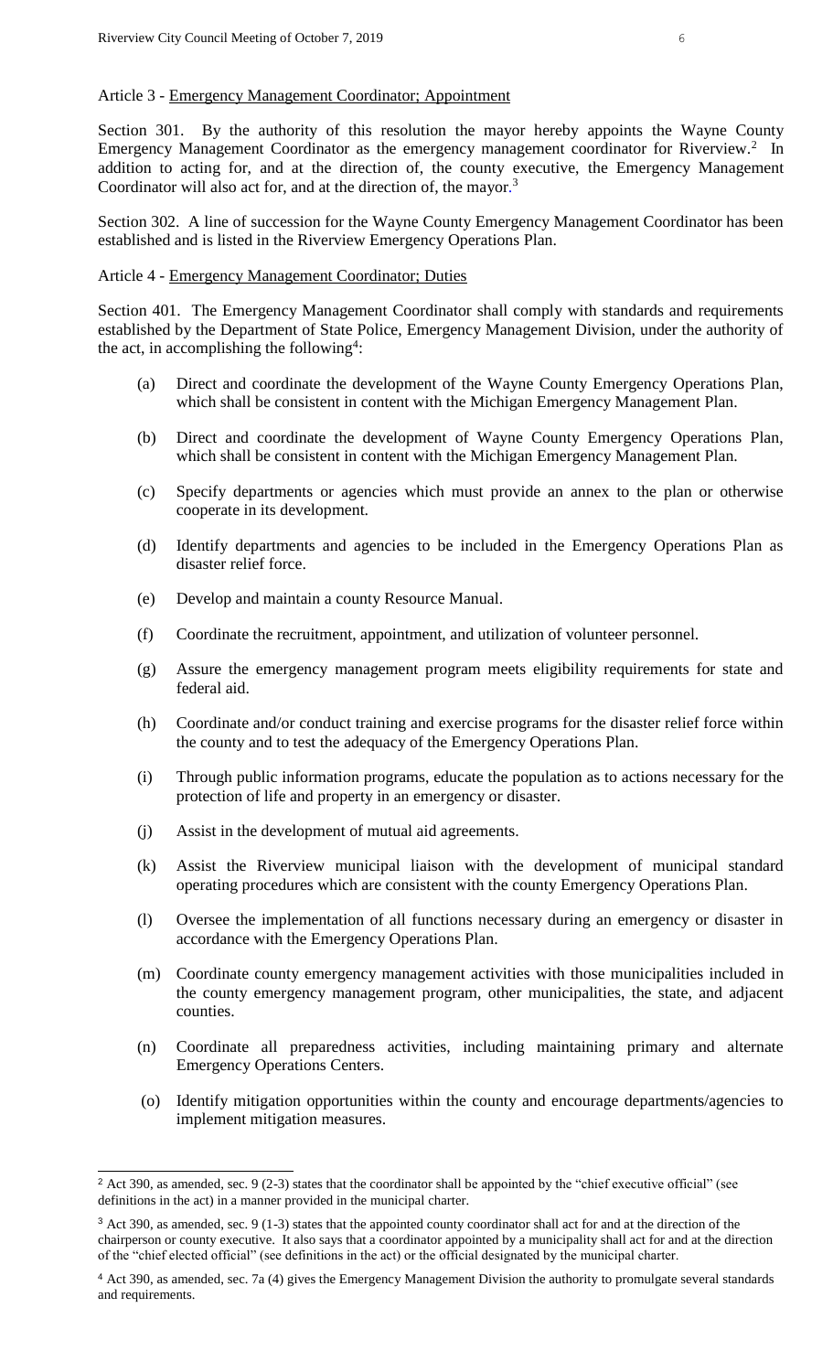Article 3 - Emergency Management Coordinator; Appointment

Section 301. By the authority of this resolution the mayor hereby appoints the Wayne County Emergency Management Coordinator as the emergency management coordinator for Riverview.[2] In addition to acting for, and at the direction of, the county executive, the Emergency Management Coordinator will also act for, and at the direction of, the mayor.[3]

Section 302. A line of succession for the Wayne County Emergency Management Coordinator has been established and is listed in the Riverview Emergency Operations Plan.

Article 4 - Emergency Management Coordinator; Duties

Section 401. The Emergency Management Coordinator shall comply with standards and requirements established by the Department of State Police, Emergency Management Division, under the authority of the act, in accomplishing the following[4]:

(a) Direct and coordinate the development of the Wayne County Emergency Operations Plan, which shall be consistent in content with the Michigan Emergency Management Plan.

(b) Direct and coordinate the development of Wayne County Emergency Operations Plan, which shall be consistent in content with the Michigan Emergency Management Plan.

(c) Specify departments or agencies which must provide an annex to the plan or otherwise cooperate in its development.

(d) Identify departments and agencies to be included in the Emergency Operations Plan as disaster relief force.

(e) Develop and maintain a county Resource Manual.

(f) Coordinate the recruitment, appointment, and utilization of volunteer personnel.

(g) Assure the emergency management program meets eligibility requirements for state and federal aid.

(h) Coordinate and/or conduct training and exercise programs for the disaster relief force within the county and to test the adequacy of the Emergency Operations Plan.

(i) Through public information programs, educate the population as to actions necessary for the protection of life and property in an emergency or disaster.

(j) Assist in the development of mutual aid agreements.

(k) Assist the Riverview municipal liaison with the development of municipal standard operating procedures which are consistent with the county Emergency Operations Plan.

(l) Oversee the implementation of all functions necessary during an emergency or disaster in accordance with the Emergency Operations Plan.

(m) Coordinate county emergency management activities with those municipalities included in the county emergency management program, other municipalities, the state, and adjacent counties.

(n) Coordinate all preparedness activities, including maintaining primary and alternate Emergency Operations Centers.

(o) Identify mitigation opportunities within the county and encourage departments/agencies to implement mitigation measures.

---

[2] Act 390, as amended, sec. 9 (2-3) states that the coordinator shall be appointed by the "chief executive official" (see definitions in the act) in a manner provided in the municipal charter.

[3] Act 390, as amended, sec. 9 (1-3) states that the appointed county coordinator shall act for and at the direction of the chairperson or county executive. It also says that a coordinator appointed by a municipality shall act for and at the direction of the "chief elected official" (see definitions in the act) or the official designated by the municipal charter.

[4] Act 390, as amended, sec. 7a (4) gives the Emergency Management Division the authority to promulgate several standards and requirements.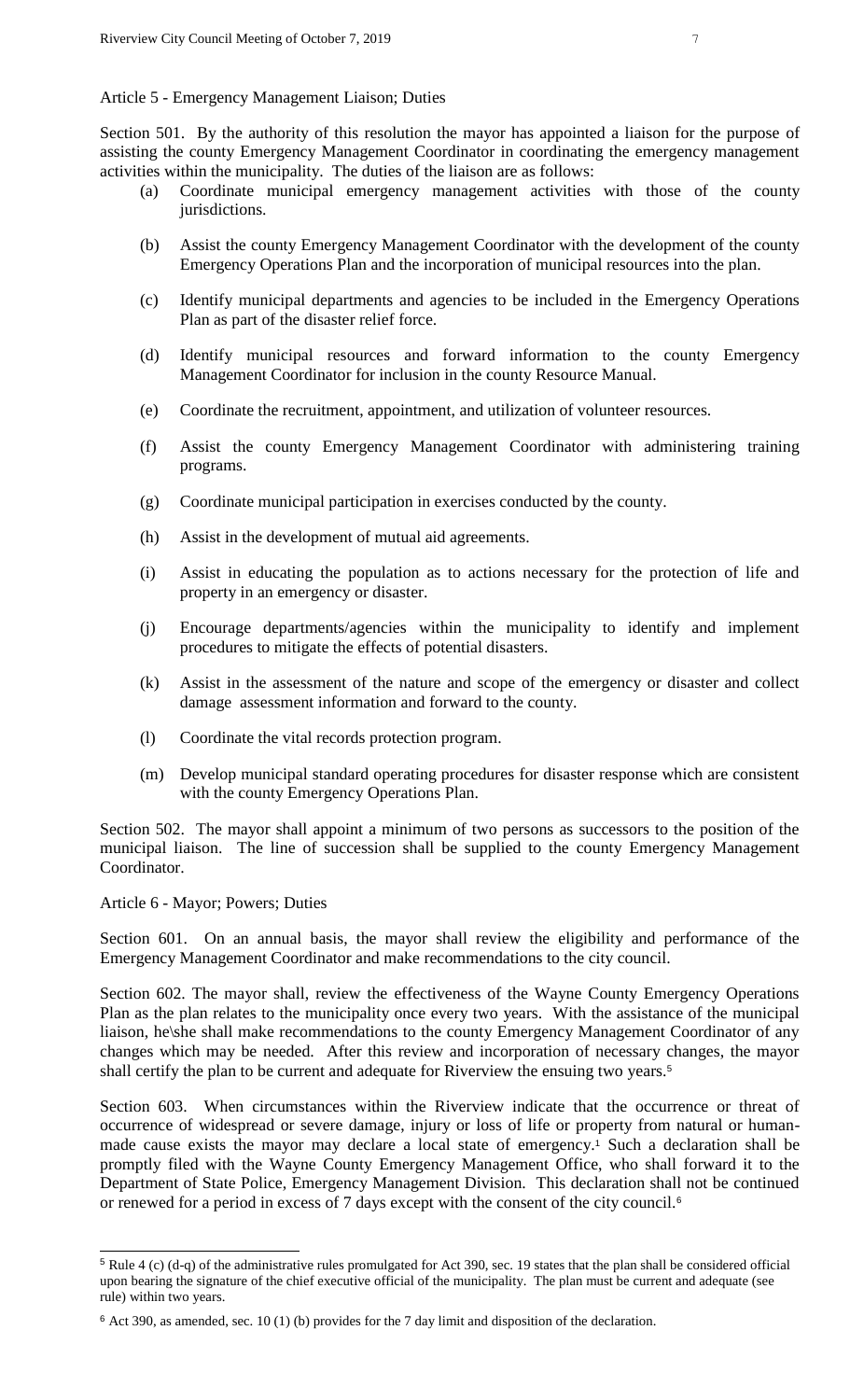Article 5 - Emergency Management Liaison; Duties

Section 501. By the authority of this resolution the mayor has appointed a liaison for the purpose of assisting the county Emergency Management Coordinator in coordinating the emergency management activities within the municipality. The duties of the liaison are as follows:

(a) Coordinate municipal emergency management activities with those of the county jurisdictions.

(b) Assist the county Emergency Management Coordinator with the development of the county Emergency Operations Plan and the incorporation of municipal resources into the plan.

(c) Identify municipal departments and agencies to be included in the Emergency Operations Plan as part of the disaster relief force.

(d) Identify municipal resources and forward information to the county Emergency Management Coordinator for inclusion in the county Resource Manual.

(e) Coordinate the recruitment, appointment, and utilization of volunteer resources.

(f) Assist the county Emergency Management Coordinator with administering training programs.

(g) Coordinate municipal participation in exercises conducted by the county.

(h) Assist in the development of mutual aid agreements.

(i) Assist in educating the population as to actions necessary for the protection of life and property in an emergency or disaster.

(j) Encourage departments/agencies within the municipality to identify and implement procedures to mitigate the effects of potential disasters.

(k) Assist in the assessment of the nature and scope of the emergency or disaster and collect damage assessment information and forward to the county.

(l) Coordinate the vital records protection program.

(m) Develop municipal standard operating procedures for disaster response which are consistent with the county Emergency Operations Plan.

Section 502. The mayor shall appoint a minimum of two persons as successors to the position of the municipal liaison. The line of succession shall be supplied to the county Emergency Management Coordinator.

Article 6 - Mayor; Powers; Duties

Section 601. On an annual basis, the mayor shall review the eligibility and performance of the Emergency Management Coordinator and make recommendations to the city council.

Section 602. The mayor shall, review the effectiveness of the Wayne County Emergency Operations Plan as the plan relates to the municipality once every two years. With the assistance of the municipal liaison, he\she shall make recommendations to the county Emergency Management Coordinator of any changes which may be needed. After this review and incorporation of necessary changes, the mayor shall certify the plan to be current and adequate for Riverview the ensuing two years.[5]

Section 603. When circumstances within the Riverview indicate that the occurrence or threat of occurrence of widespread or severe damage, injury or loss of life or property from natural or human-made cause exists the mayor may declare a local state of emergency.[1] Such a declaration shall be promptly filed with the Wayne County Emergency Management Office, who shall forward it to the Department of State Police, Emergency Management Division. This declaration shall not be continued or renewed for a period in excess of 7 days except with the consent of the city council.[6]

---

[5] Rule 4 (c) (d-q) of the administrative rules promulgated for Act 390, sec. 19 states that the plan shall be considered official upon bearing the signature of the chief executive official of the municipality. The plan must be current and adequate (see rule) within two years.

[6] Act 390, as amended, sec. 10 (1) (b) provides for the 7 day limit and disposition of the declaration.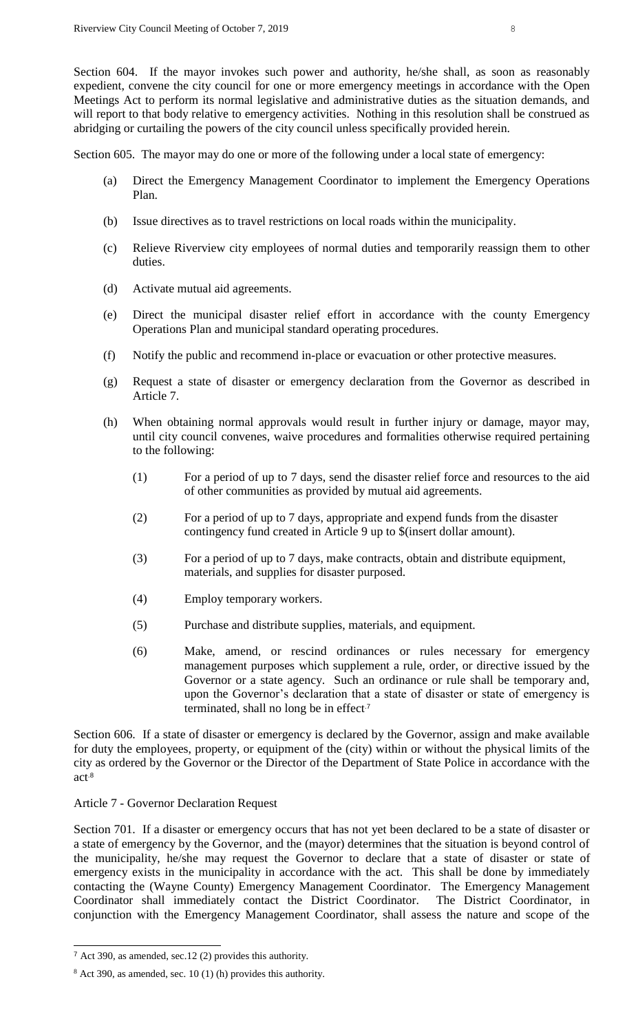Section 604. If the mayor invokes such power and authority, he/she shall, as soon as reasonably expedient, convene the city council for one or more emergency meetings in accordance with the Open Meetings Act to perform its normal legislative and administrative duties as the situation demands, and will report to that body relative to emergency activities. Nothing in this resolution shall be construed as abridging or curtailing the powers of the city council unless specifically provided herein.

Section 605. The mayor may do one or more of the following under a local state of emergency:

(a) Direct the Emergency Management Coordinator to implement the Emergency Operations Plan.

(b) Issue directives as to travel restrictions on local roads within the municipality.

(c) Relieve Riverview city employees of normal duties and temporarily reassign them to other duties.

(d) Activate mutual aid agreements.

(e) Direct the municipal disaster relief effort in accordance with the county Emergency Operations Plan and municipal standard operating procedures.

(f) Notify the public and recommend in-place or evacuation or other protective measures.

(g) Request a state of disaster or emergency declaration from the Governor as described in Article 7.

(h) When obtaining normal approvals would result in further injury or damage, mayor may, until city council convenes, waive procedures and formalities otherwise required pertaining to the following:

(1) For a period of up to 7 days, send the disaster relief force and resources to the aid of other communities as provided by mutual aid agreements.

(2) For a period of up to 7 days, appropriate and expend funds from the disaster contingency fund created in Article 9 up to $(insert dollar amount).

(3) For a period of up to 7 days, make contracts, obtain and distribute equipment, materials, and supplies for disaster purposed.

(4) Employ temporary workers.

(5) Purchase and distribute supplies, materials, and equipment.

(6) Make, amend, or rescind ordinances or rules necessary for emergency management purposes which supplement a rule, order, or directive issued by the Governor or a state agency. Such an ordinance or rule shall be temporary and, upon the Governor's declaration that a state of disaster or state of emergency is terminated, shall no long be in effect.[7]

Section 606. If a state of disaster or emergency is declared by the Governor, assign and make available for duty the employees, property, or equipment of the (city) within or without the physical limits of the city as ordered by the Governor or the Director of the Department of State Police in accordance with the act.[8]

Article 7 - Governor Declaration Request

Section 701. If a disaster or emergency occurs that has not yet been declared to be a state of disaster or a state of emergency by the Governor, and the (mayor) determines that the situation is beyond control of the municipality, he/she may request the Governor to declare that a state of disaster or state of emergency exists in the municipality in accordance with the act. This shall be done by immediately contacting the (Wayne County) Emergency Management Coordinator. The Emergency Management Coordinator shall immediately contact the District Coordinator. The District Coordinator, in conjunction with the Emergency Management Coordinator, shall assess the nature and scope of the

---

[7] Act 390, as amended, sec.12 (2) provides this authority.

[8] Act 390, as amended, sec. 10 (1) (h) provides this authority.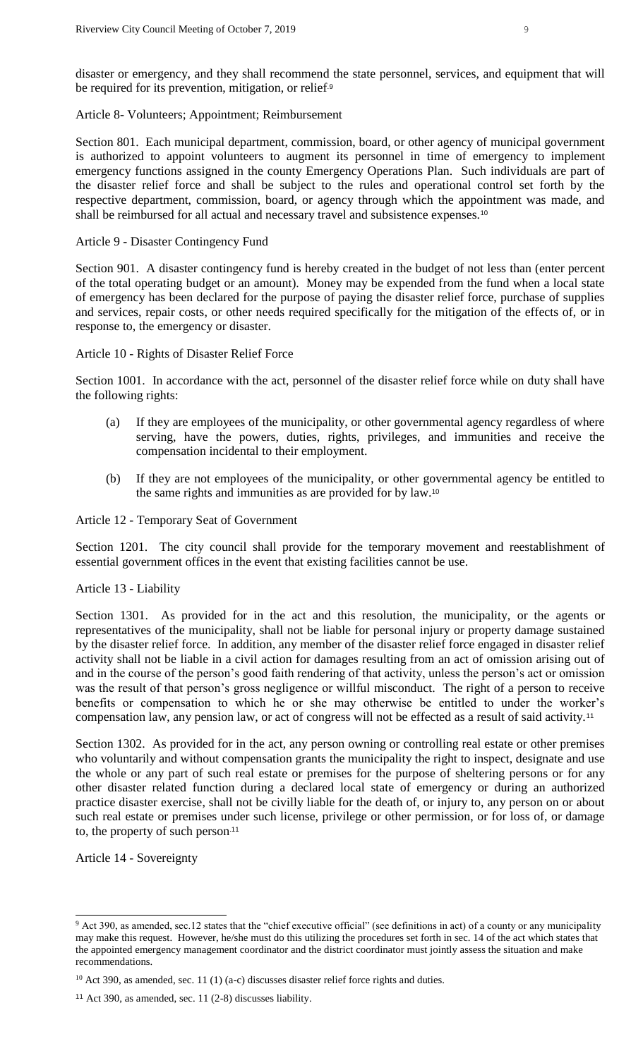disaster or emergency, and they shall recommend the state personnel, services, and equipment that will be required for its prevention, mitigation, or relief.[9]

Article 8- Volunteers; Appointment; Reimbursement

Section 801. Each municipal department, commission, board, or other agency of municipal government is authorized to appoint volunteers to augment its personnel in time of emergency to implement emergency functions assigned in the county Emergency Operations Plan. Such individuals are part of the disaster relief force and shall be subject to the rules and operational control set forth by the respective department, commission, board, or agency through which the appointment was made, and shall be reimbursed for all actual and necessary travel and subsistence expenses.[10]

Article 9 - Disaster Contingency Fund

Section 901. A disaster contingency fund is hereby created in the budget of not less than (enter percent of the total operating budget or an amount). Money may be expended from the fund when a local state of emergency has been declared for the purpose of paying the disaster relief force, purchase of supplies and services, repair costs, or other needs required specifically for the mitigation of the effects of, or in response to, the emergency or disaster.

Article 10 - Rights of Disaster Relief Force

Section 1001. In accordance with the act, personnel of the disaster relief force while on duty shall have the following rights:

(a) If they are employees of the municipality, or other governmental agency regardless of where serving, have the powers, duties, rights, privileges, and immunities and receive the compensation incidental to their employment.

(b) If they are not employees of the municipality, or other governmental agency be entitled to the same rights and immunities as are provided for by law.[10]

Article 12 - Temporary Seat of Government

Section 1201. The city council shall provide for the temporary movement and reestablishment of essential government offices in the event that existing facilities cannot be use.

Article 13 - Liability

Section 1301. As provided for in the act and this resolution, the municipality, or the agents or representatives of the municipality, shall not be liable for personal injury or property damage sustained by the disaster relief force. In addition, any member of the disaster relief force engaged in disaster relief activity shall not be liable in a civil action for damages resulting from an act of omission arising out of and in the course of the person's good faith rendering of that activity, unless the person's act or omission was the result of that person's gross negligence or willful misconduct. The right of a person to receive benefits or compensation to which he or she may otherwise be entitled to under the worker's compensation law, any pension law, or act of congress will not be effected as a result of said activity.[11]

Section 1302. As provided for in the act, any person owning or controlling real estate or other premises who voluntarily and without compensation grants the municipality the right to inspect, designate and use the whole or any part of such real estate or premises for the purpose of sheltering persons or for any other disaster related function during a declared local state of emergency or during an authorized practice disaster exercise, shall not be civilly liable for the death of, or injury to, any person on or about such real estate or premises under such license, privilege or other permission, or for loss of, or damage to, the property of such person.[11]

Article 14 - Sovereignty

---

[9] Act 390, as amended, sec.12 states that the "chief executive official" (see definitions in act) of a county or any municipality may make this request. However, he/she must do this utilizing the procedures set forth in sec. 14 of the act which states that the appointed emergency management coordinator and the district coordinator must jointly assess the situation and make recommendations.

[10] Act 390, as amended, sec. 11 (1) (a-c) discusses disaster relief force rights and duties.

[11] Act 390, as amended, sec. 11 (2-8) discusses liability.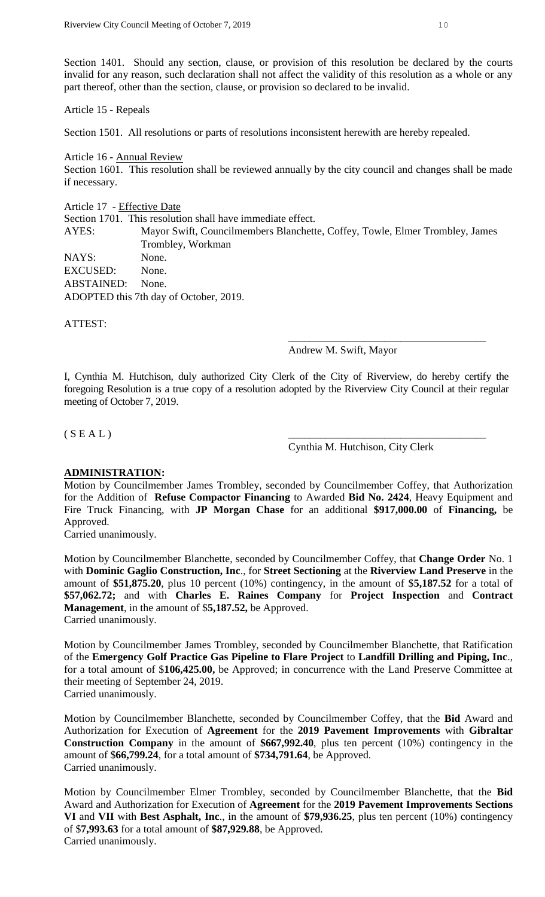Section 1401. Should any section, clause, or provision of this resolution be declared by the courts invalid for any reason, such declaration shall not affect the validity of this resolution as a whole or any part thereof, other than the section, clause, or provision so declared to be invalid.

Article 15 - Repeals

Section 1501. All resolutions or parts of resolutions inconsistent herewith are hereby repealed.

Article 16 - Annual Review

Section 1601. This resolution shall be reviewed annually by the city council and changes shall be made if necessary.

Article 17 - Effective Date

Section 1701. This resolution shall have immediate effect.

AYES: Mayor Swift, Councilmembers Blanchette, Coffey, Towle, Elmer Trombley, James Trombley, Workman

NAYS: None.

EXCUSED: None.

ABSTAINED: None.

ADOPTED this 7th day of October, 2019.

ATTEST:

\_\_\_\_\_\_\_\_\_\_\_\_\_\_\_\_\_\_\_\_\_\_\_\_\_\_\_\_\_\_\_\_\_\_\_\_
Andrew M. Swift, Mayor

I, Cynthia M. Hutchison, duly authorized City Clerk of the City of Riverview, do hereby certify the foregoing Resolution is a true copy of a resolution adopted by the Riverview City Council at their regular meeting of October 7, 2019.

( S E A L )

\_\_\_\_\_\_\_\_\_\_\_\_\_\_\_\_\_\_\_\_\_\_\_\_\_\_\_\_\_\_\_\_\_\_\_\_
Cynthia M. Hutchison, City Clerk

**ADMINISTRATION:**

Motion by Councilmember James Trombley, seconded by Councilmember Coffey, that Authorization for the Addition of **Refuse Compactor Financing** to Awarded **Bid No. 2424**, Heavy Equipment and Fire Truck Financing, with **JP Morgan Chase** for an additional **$917,000.00** of **Financing,** be Approved.
Carried unanimously.

Motion by Councilmember Blanchette, seconded by Councilmember Coffey, that **Change Order** No. 1 with **Dominic Gaglio Construction, Inc**., for **Street Sectioning** at the **Riverview Land Preserve** in the amount of **$51,875.20**, plus 10 percent (10%) contingency, in the amount of $**5,187.52** for a total of **$57,062.72;** and with **Charles E. Raines Company** for **Project Inspection** and **Contract Management**, in the amount of $**5,187.52,** be Approved.
Carried unanimously.

Motion by Councilmember James Trombley, seconded by Councilmember Blanchette, that Ratification of the **Emergency Golf Practice Gas Pipeline to Flare Project** to **Landfill Drilling and Piping, Inc**., for a total amount of $**106,425.00,** be Approved; in concurrence with the Land Preserve Committee at their meeting of September 24, 2019.
Carried unanimously.

Motion by Councilmember Blanchette, seconded by Councilmember Coffey, that the **Bid** Award and Authorization for Execution of **Agreement** for the **2019 Pavement Improvements** with **Gibraltar Construction Company** in the amount of **$667,992.40**, plus ten percent (10%) contingency in the amount of $**66,799.24**, for a total amount of **$734,791.64**, be Approved.
Carried unanimously.

Motion by Councilmember Elmer Trombley, seconded by Councilmember Blanchette, that the **Bid** Award and Authorization for Execution of **Agreement** for the **2019 Pavement Improvements Sections VI** and **VII** with **Best Asphalt, Inc**., in the amount of **$79,936.25**, plus ten percent (10%) contingency of $**7,993.63** for a total amount of **$87,929.88**, be Approved.
Carried unanimously.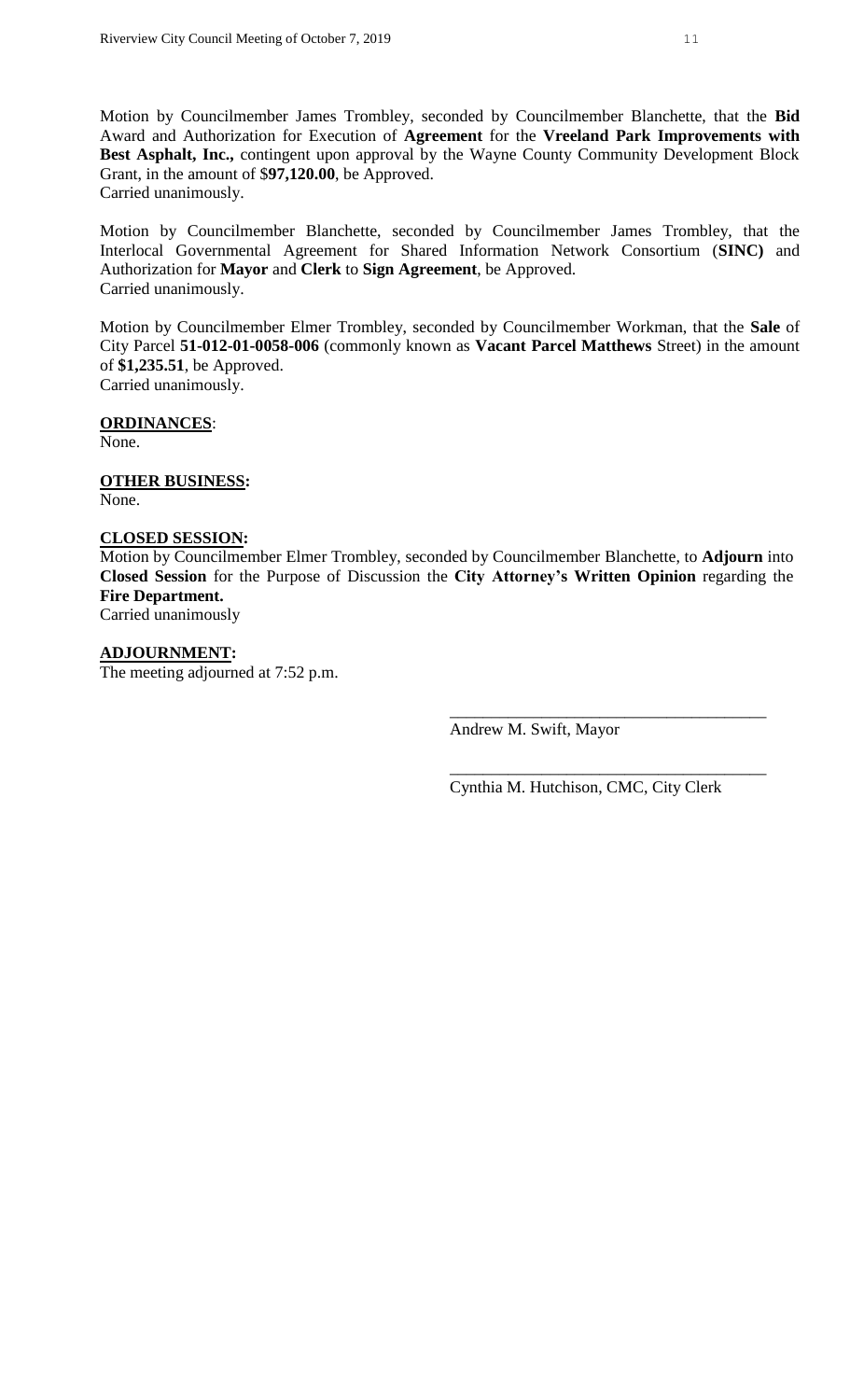Motion by Councilmember James Trombley, seconded by Councilmember Blanchette, that the **Bid** Award and Authorization for Execution of **Agreement** for the **Vreeland Park Improvements with Best Asphalt, Inc.,** contingent upon approval by the Wayne County Community Development Block Grant, in the amount of $**97,120.00**, be Approved.
Carried unanimously.

Motion by Councilmember Blanchette, seconded by Councilmember James Trombley, that the Interlocal Governmental Agreement for Shared Information Network Consortium (**SINC)** and Authorization for **Mayor** and **Clerk** to **Sign Agreement**, be Approved.
Carried unanimously.

Motion by Councilmember Elmer Trombley, seconded by Councilmember Workman, that the **Sale** of City Parcel **51-012-01-0058-006** (commonly known as **Vacant Parcel Matthews** Street) in the amount of **$1,235.51**, be Approved.
Carried unanimously.

**ORDINANCES**:
None.

**OTHER BUSINESS:**
None.

**CLOSED SESSION:**
Motion by Councilmember Elmer Trombley, seconded by Councilmember Blanchette, to **Adjourn** into **Closed Session** for the Purpose of Discussion the **City Attorney's Written Opinion** regarding the **Fire Department.**
Carried unanimously

**ADJOURNMENT:**
The meeting adjourned at 7:52 p.m.

_______________________________________
Andrew M. Swift, Mayor

_______________________________________
Cynthia M. Hutchison, CMC, City Clerk